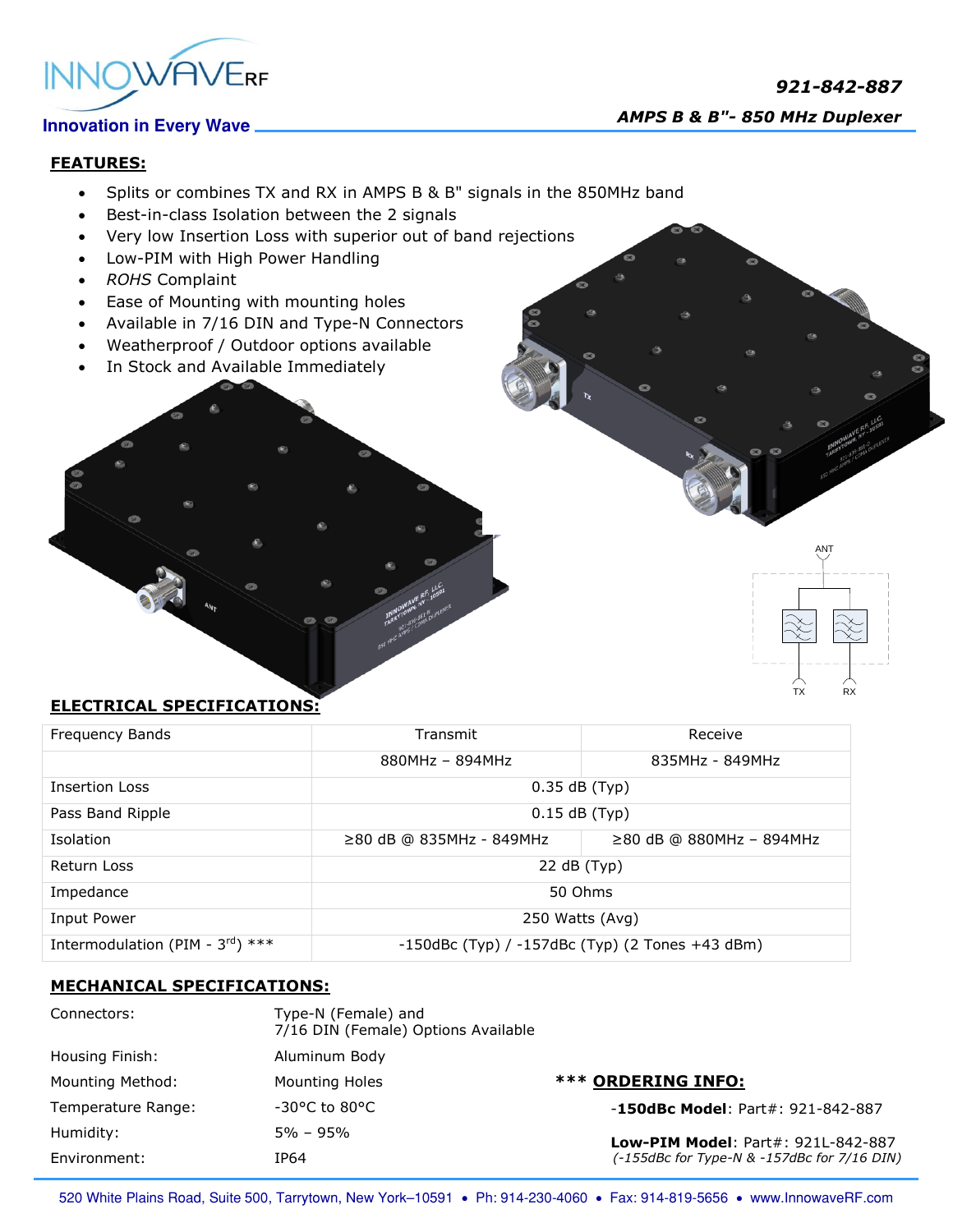# 921-842-887

## AMPS B & B"- 850 MHz Duplexer

Innovation in Every Wave

## FEATURES:

- Splits or combines TX and RX in AMPS B & B" signals in the 850MHz band
- Best-in-class Isolation between the 2 signals
- Very low Insertion Loss with superior out of band rejections
- Low-PIM with High Power Handling
- *ROHS* Complaint
- Ease of Mounting with mounting holes
- Available in 7/16 DIN and Type-N Connectors
- Weatherproof / Outdoor options available
- In Stock and Available Immediately

## ELECTRICAL SPECIFICATIONS:

| Frequency Bands | Transmit | Receive |
|---|---|---|
| | 880MHz – 894MHz | 835MHz - 849MHz |
| Insertion Loss | 0.35 dB (Typ) | |
| Pass Band Ripple | 0.15 dB (Typ) | |
| Isolation | ≥80 dB @ 835MHz - 849MHz | ≥80 dB @ 880MHz – 894MHz |
| Return Loss | 22 dB (Typ) | |
| Impedance | 50 Ohms | |
| Input Power | 250 Watts (Avg) | |
| Intermodulation (PIM - 3rd) *** | -150dBc (Typ) / -157dBc (Typ) (2 Tones +43 dBm) | |

## MECHANICAL SPECIFICATIONS:

| | |
|---|---|
| Connectors: | Type-N (Female) and 7/16 DIN (Female) Options Available |
| Housing Finish: | Aluminum Body |
| Mounting Method: | Mounting Holes |
| Temperature Range: | -30°C to 80°C |
| Humidity: | 5% – 95% |
| Environment: | IP64 |

## *** ORDERING INFO:

-**150dBc Model**: Part#: 921-842-887

**Low-PIM Model**: Part#: 921L-842-887
*(-155dBc for Type-N & -157dBc for 7/16 DIN)*

520 White Plains Road, Suite 500, Tarrytown, New York–10591 • Ph: 914-230-4060 • Fax: 914-819-5656 • www.InnowaveRF.com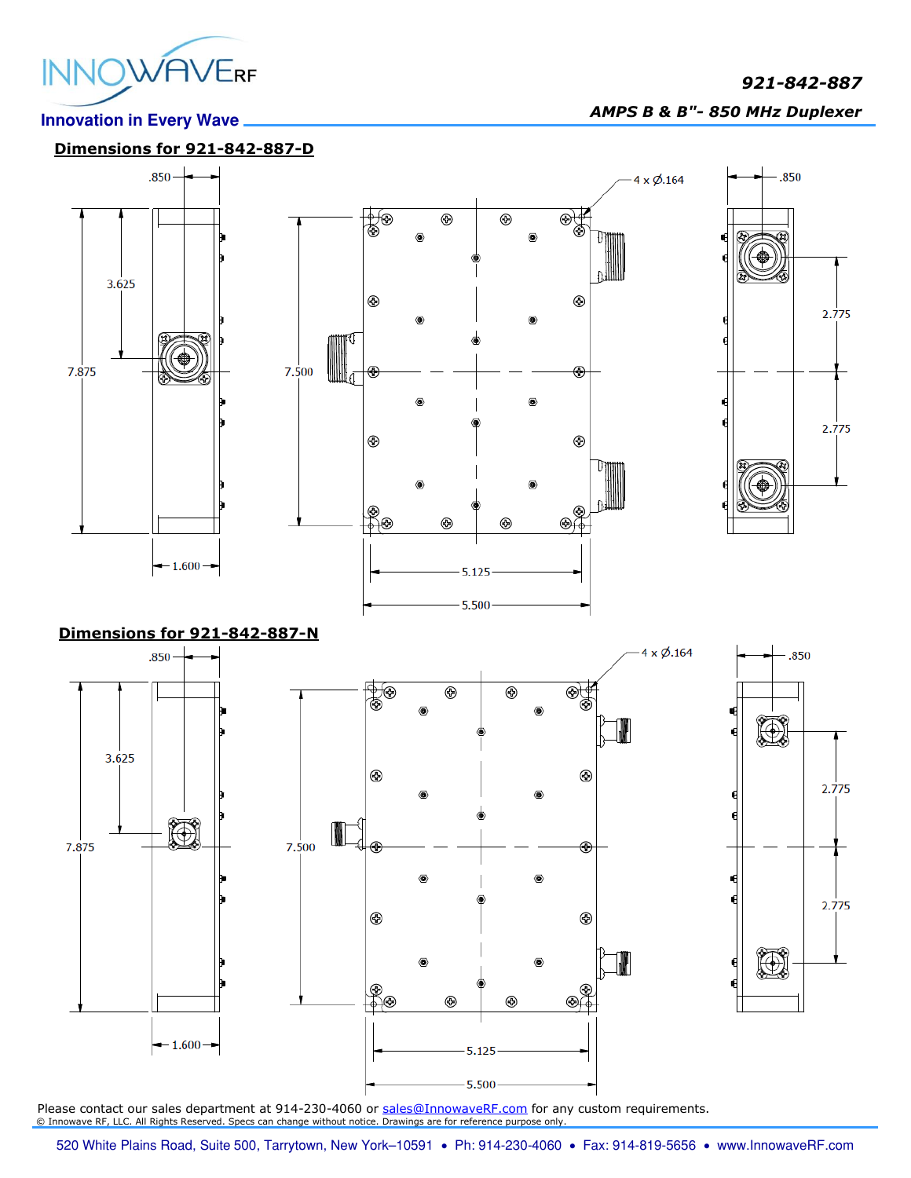# 921-842-887

## AMPS B & B"- 850 MHz Duplexer

### Dimensions for 921-842-887-D

.850
3.625
7.875
1.600
4 x Ø.164
7.500
5.125
5.500
.850
2.775
2.775

### Dimensions for 921-842-887-N

.850
3.625
7.875
1.600
4 x Ø.164
7.500
5.125
5.500
.850
2.775
2.775

Please contact our sales department at 914-230-4060 or sales@InnowaveRF.com for any custom requirements.

© Innowave RF, LLC. All Rights Reserved. Specs can change without notice. Drawings are for reference purpose only.

520 White Plains Road, Suite 500, Tarrytown, New York–10591 • Ph: 914-230-4060 • Fax: 914-819-5656 • www.InnowaveRF.com